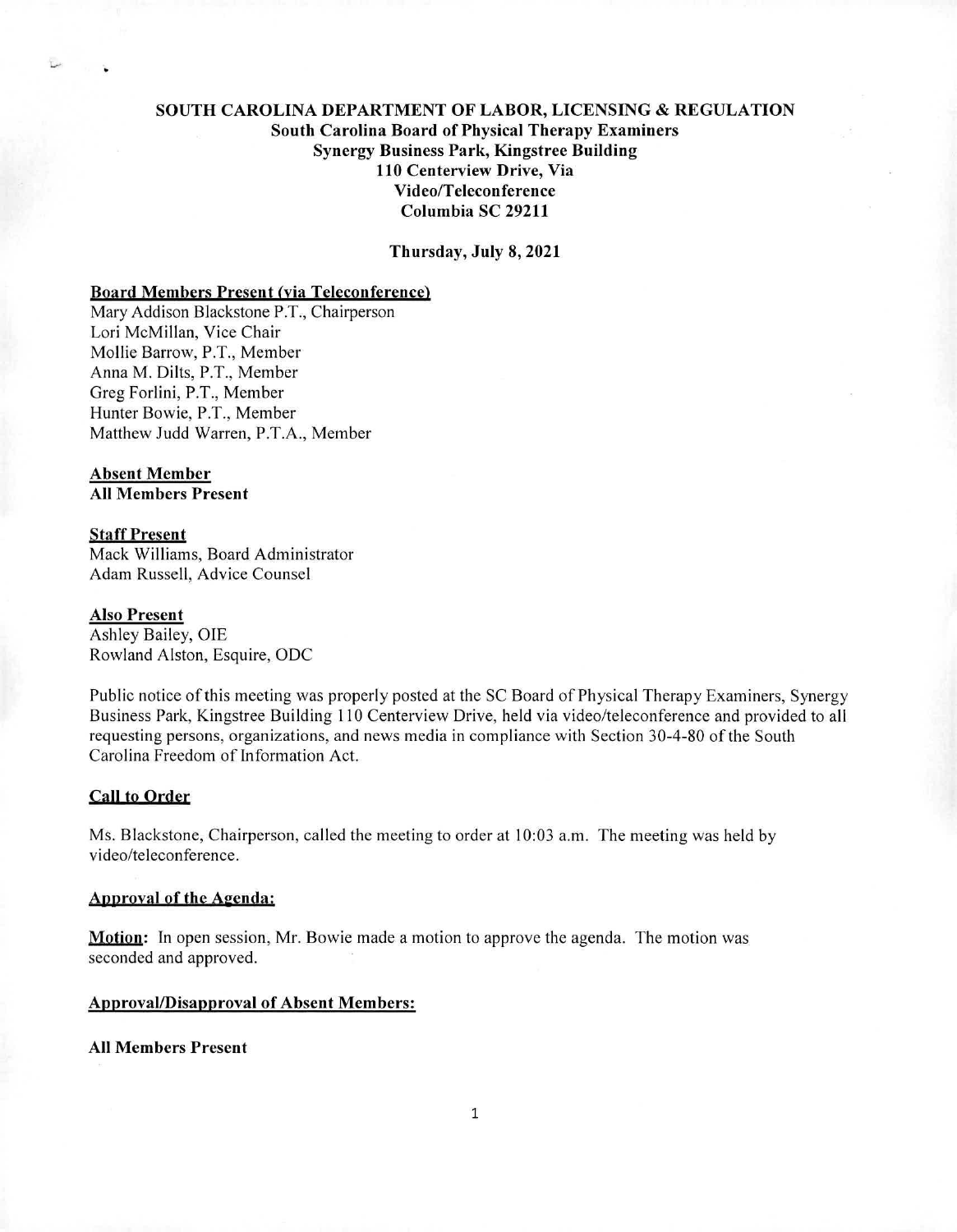**SOUTH CAROLINA DEPARTMENT OF LABOR, LICENSING & REGULATION**
**South Carolina Board of Physical Therapy Examiners**
**Synergy Business Park, Kingstree Building**
**110 Centerview Drive, Via**
**Video/Teleconference**
**Columbia SC 29211**

**Thursday, July 8, 2021**

**Board Members Present (via Teleconference)**

Mary Addison Blackstone P.T., Chairperson
Lori McMillan, Vice Chair
Mollie Barrow, P.T., Member
Anna M. Dilts, P.T., Member
Greg Forlini, P.T., Member
Hunter Bowie, P.T., Member
Matthew Judd Warren, P.T.A., Member

**Absent Member**
**All Members Present**

**Staff Present**
Mack Williams, Board Administrator
Adam Russell, Advice Counsel

**Also Present**
Ashley Bailey, OIE
Rowland Alston, Esquire, ODC

Public notice of this meeting was properly posted at the SC Board of Physical Therapy Examiners, Synergy Business Park, Kingstree Building 110 Centerview Drive, held via video/teleconference and provided to all requesting persons, organizations, and news media in compliance with Section 30-4-80 of the South Carolina Freedom of Information Act.

**Call to Order**

Ms. Blackstone, Chairperson, called the meeting to order at 10:03 a.m. The meeting was held by video/teleconference.

**Approval of the Agenda:**

**Motion:** In open session, Mr. Bowie made a motion to approve the agenda. The motion was seconded and approved.

**Approval/Disapproval of Absent Members:**

**All Members Present**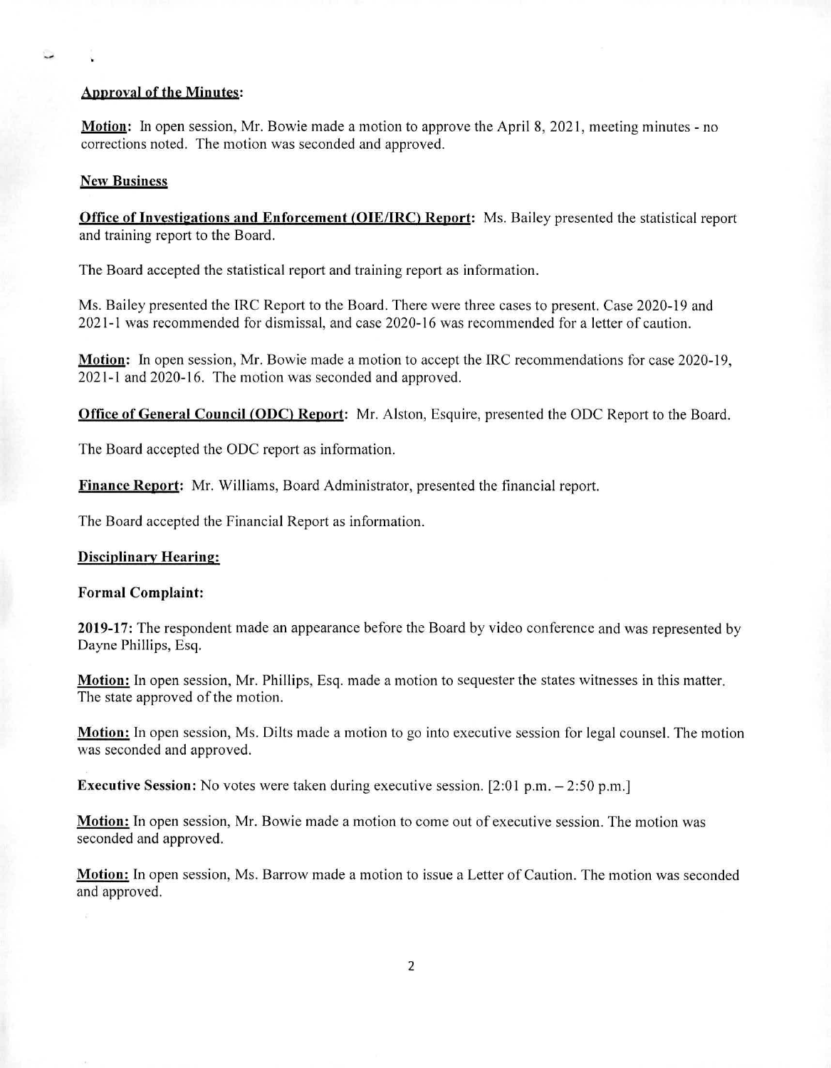**Approval of the Minutes:**

**Motion:** In open session, Mr. Bowie made a motion to approve the April 8, 2021, meeting minutes - no corrections noted. The motion was seconded and approved.

**New Business**

**Office of Investigations and Enforcement (OIE/IRC) Report:** Ms. Bailey presented the statistical report and training report to the Board.

The Board accepted the statistical report and training report as information.

Ms. Bailey presented the IRC Report to the Board. There were three cases to present. Case 2020-19 and 2021-1 was recommended for dismissal, and case 2020-16 was recommended for a letter of caution.

**Motion:** In open session, Mr. Bowie made a motion to accept the IRC recommendations for case 2020-19, 2021-1 and 2020-16. The motion was seconded and approved.

**Office of General Council (ODC) Report:** Mr. Alston, Esquire, presented the ODC Report to the Board.

The Board accepted the ODC report as information.

**Finance Report:** Mr. Williams, Board Administrator, presented the financial report.

The Board accepted the Financial Report as information.

**Disciplinary Hearing:**

**Formal Complaint:**

**2019-17:** The respondent made an appearance before the Board by video conference and was represented by Dayne Phillips, Esq.

**Motion:** In open session, Mr. Phillips, Esq. made a motion to sequester the states witnesses in this matter. The state approved of the motion.

**Motion:** In open session, Ms. Dilts made a motion to go into executive session for legal counsel. The motion was seconded and approved.

**Executive Session:** No votes were taken during executive session. [2:01 p.m. – 2:50 p.m.]

**Motion:** In open session, Mr. Bowie made a motion to come out of executive session. The motion was seconded and approved.

**Motion:** In open session, Ms. Barrow made a motion to issue a Letter of Caution. The motion was seconded and approved.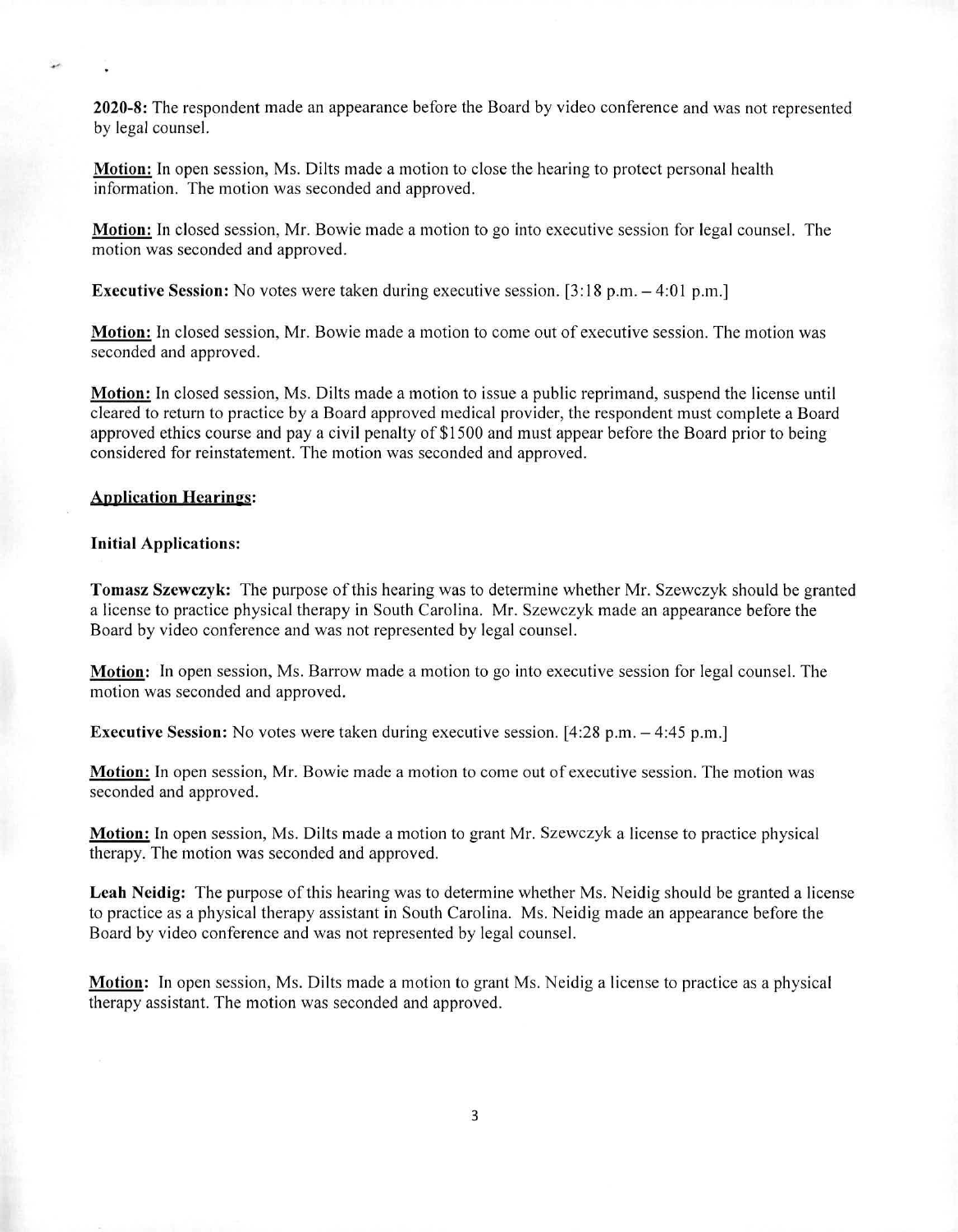**2020-8:** The respondent made an appearance before the Board by video conference and was not represented by legal counsel.

**Motion:** In open session, Ms. Dilts made a motion to close the hearing to protect personal health information. The motion was seconded and approved.

**Motion:** In closed session, Mr. Bowie made a motion to go into executive session for legal counsel. The motion was seconded and approved.

**Executive Session:** No votes were taken during executive session. [3:18 p.m. – 4:01 p.m.]

**Motion:** In closed session, Mr. Bowie made a motion to come out of executive session. The motion was seconded and approved.

**Motion:** In closed session, Ms. Dilts made a motion to issue a public reprimand, suspend the license until cleared to return to practice by a Board approved medical provider, the respondent must complete a Board approved ethics course and pay a civil penalty of $1500 and must appear before the Board prior to being considered for reinstatement. The motion was seconded and approved.

**Application Hearings:**

**Initial Applications:**

**Tomasz Szewczyk:** The purpose of this hearing was to determine whether Mr. Szewczyk should be granted a license to practice physical therapy in South Carolina. Mr. Szewczyk made an appearance before the Board by video conference and was not represented by legal counsel.

**Motion:** In open session, Ms. Barrow made a motion to go into executive session for legal counsel. The motion was seconded and approved.

**Executive Session:** No votes were taken during executive session. [4:28 p.m. – 4:45 p.m.]

**Motion:** In open session, Mr. Bowie made a motion to come out of executive session. The motion was seconded and approved.

**Motion:** In open session, Ms. Dilts made a motion to grant Mr. Szewczyk a license to practice physical therapy. The motion was seconded and approved.

**Leah Neidig:** The purpose of this hearing was to determine whether Ms. Neidig should be granted a license to practice as a physical therapy assistant in South Carolina. Ms. Neidig made an appearance before the Board by video conference and was not represented by legal counsel.

**Motion:** In open session, Ms. Dilts made a motion to grant Ms. Neidig a license to practice as a physical therapy assistant. The motion was seconded and approved.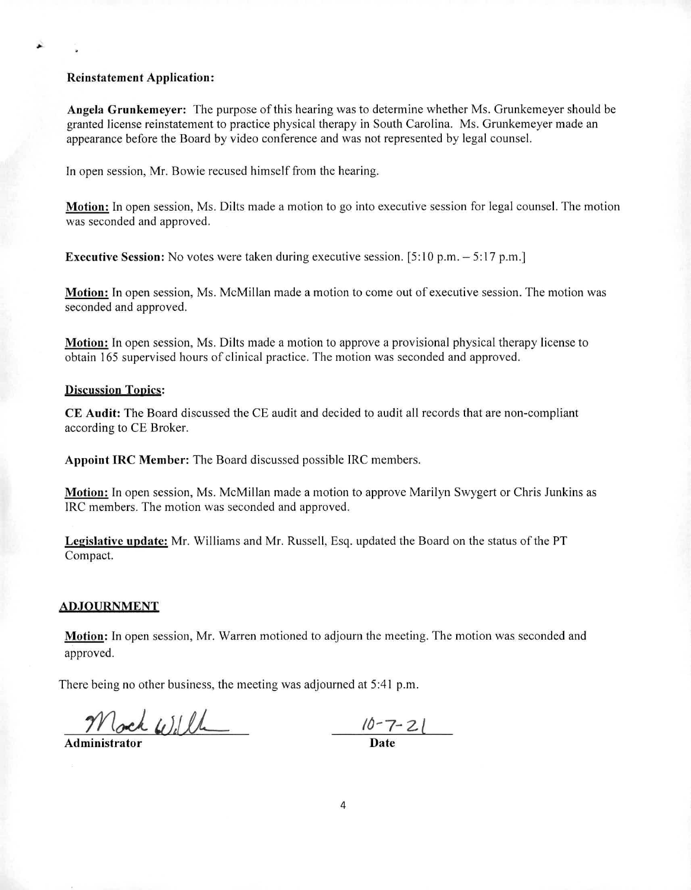**Reinstatement Application:**

**Angela Grunkemeyer:** The purpose of this hearing was to determine whether Ms. Grunkemeyer should be granted license reinstatement to practice physical therapy in South Carolina. Ms. Grunkemeyer made an appearance before the Board by video conference and was not represented by legal counsel.

In open session, Mr. Bowie recused himself from the hearing.

**Motion:** In open session, Ms. Dilts made a motion to go into executive session for legal counsel. The motion was seconded and approved.

**Executive Session:** No votes were taken during executive session. [5:10 p.m. – 5:17 p.m.]

**Motion:** In open session, Ms. McMillan made a motion to come out of executive session. The motion was seconded and approved.

**Motion:** In open session, Ms. Dilts made a motion to approve a provisional physical therapy license to obtain 165 supervised hours of clinical practice. The motion was seconded and approved.

**Discussion Topics:**

**CE Audit:** The Board discussed the CE audit and decided to audit all records that are non-compliant according to CE Broker.

**Appoint IRC Member:** The Board discussed possible IRC members.

**Motion:** In open session, Ms. McMillan made a motion to approve Marilyn Swygert or Chris Junkins as IRC members. The motion was seconded and approved.

**Legislative update:** Mr. Williams and Mr. Russell, Esq. updated the Board on the status of the PT Compact.

**ADJOURNMENT**

**Motion:** In open session, Mr. Warren motioned to adjourn the meeting. The motion was seconded and approved.

There being no other business, the meeting was adjourned at 5:41 p.m.

Mark Williams

**Administrator**

10-7-21

**Date**